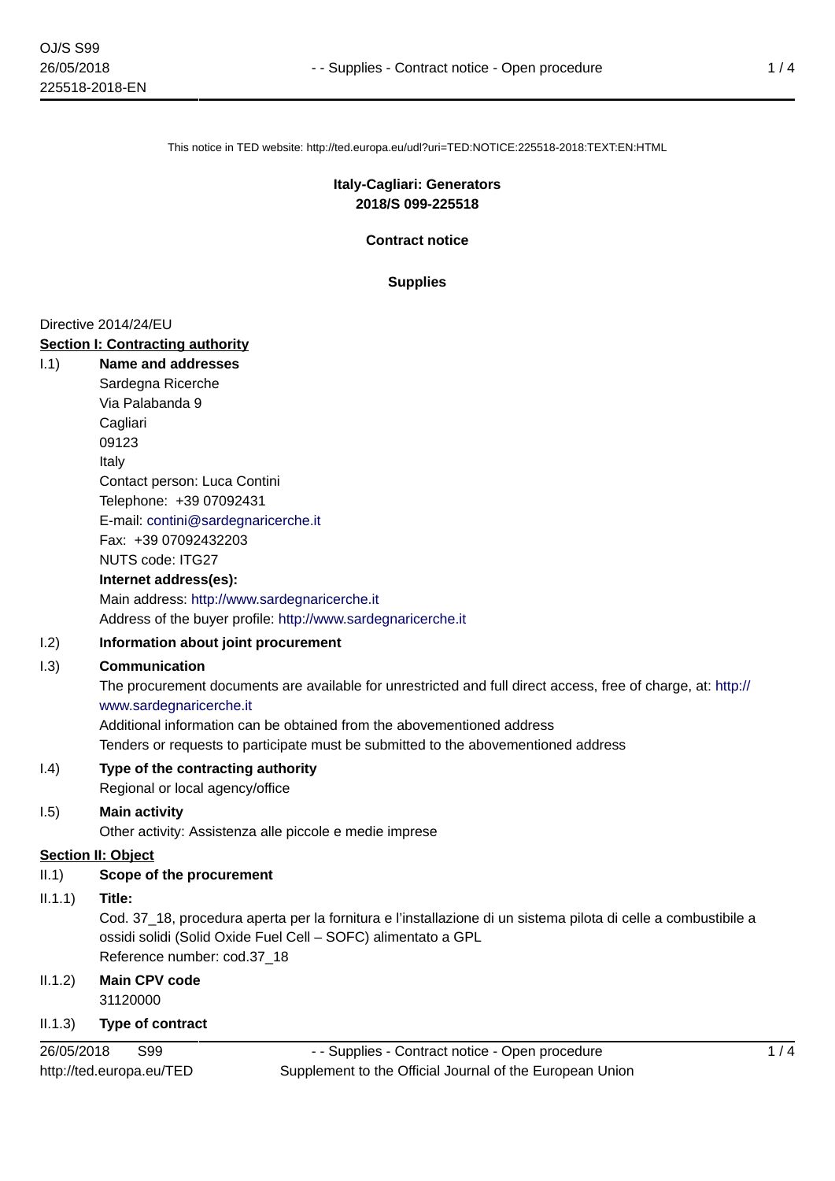This notice in TED website: http://ted.europa.eu/udl?uri=TED:NOTICE:225518-2018:TEXT:EN:HTML

**Italy-Cagliari: Generators**
**2018/S 099-225518**

**Contract notice**

**Supplies**

Directive 2014/24/EU

**Section I: Contracting authority**

I.1) **Name and addresses**

Sardegna Ricerche
Via Palabanda 9
Cagliari
09123
Italy
Contact person: Luca Contini
Telephone: +39 07092431
E-mail: contini@sardegnaricerche.it
Fax: +39 07092432203
NUTS code: ITG27

**Internet address(es):**

Main address: http://www.sardegnaricerche.it
Address of the buyer profile: http://www.sardegnaricerche.it

I.2) **Information about joint procurement**

I.3) **Communication**

The procurement documents are available for unrestricted and full direct access, free of charge, at: http://www.sardegnaricerche.it
Additional information can be obtained from the abovementioned address
Tenders or requests to participate must be submitted to the abovementioned address

I.4) **Type of the contracting authority**

Regional or local agency/office

I.5) **Main activity**

Other activity: Assistenza alle piccole e medie imprese

**Section II: Object**

II.1) **Scope of the procurement**

II.1.1) **Title:**

Cod. 37_18, procedura aperta per la fornitura e l'installazione di un sistema pilota di celle a combustibile a ossidi solidi (Solid Oxide Fuel Cell – SOFC) alimentato a GPL
Reference number: cod.37_18

II.1.2) **Main CPV code**

31120000

II.1.3) **Type of contract**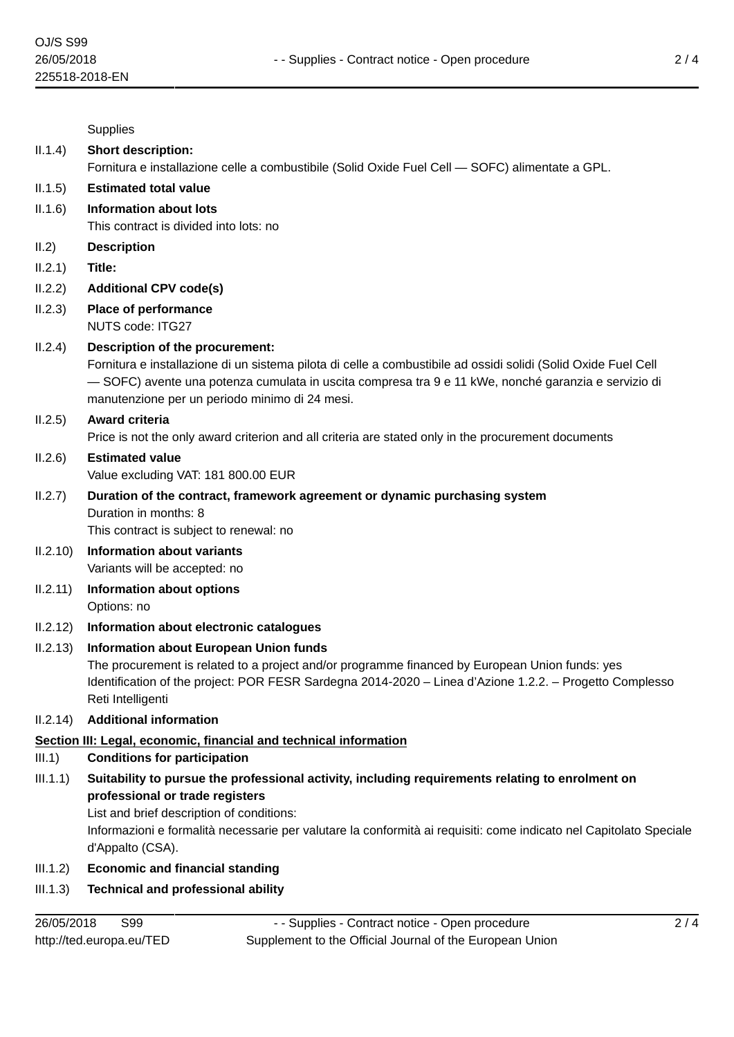Supplies

**II.1.4) Short description:**

Fornitura e installazione celle a combustibile (Solid Oxide Fuel Cell — SOFC) alimentate a GPL.

**II.1.5) Estimated total value**

**II.1.6) Information about lots**

This contract is divided into lots: no

**II.2) Description**

**II.2.1) Title:**

**II.2.2) Additional CPV code(s)**

**II.2.3) Place of performance**

NUTS code: ITG27

**II.2.4) Description of the procurement:**

Fornitura e installazione di un sistema pilota di celle a combustibile ad ossidi solidi (Solid Oxide Fuel Cell — SOFC) avente una potenza cumulata in uscita compresa tra 9 e 11 kWe, nonché garanzia e servizio di manutenzione per un periodo minimo di 24 mesi.

**II.2.5) Award criteria**

Price is not the only award criterion and all criteria are stated only in the procurement documents

**II.2.6) Estimated value**

Value excluding VAT: 181 800.00 EUR

**II.2.7) Duration of the contract, framework agreement or dynamic purchasing system**

Duration in months: 8

This contract is subject to renewal: no

**II.2.10) Information about variants**

Variants will be accepted: no

**II.2.11) Information about options**

Options: no

**II.2.12) Information about electronic catalogues**

**II.2.13) Information about European Union funds**

The procurement is related to a project and/or programme financed by European Union funds: yes

Identification of the project: POR FESR Sardegna 2014-2020 – Linea d'Azione 1.2.2. – Progetto Complesso Reti Intelligenti

**II.2.14) Additional information**

## Section III: Legal, economic, financial and technical information

**III.1) Conditions for participation**

**III.1.1) Suitability to pursue the professional activity, including requirements relating to enrolment on professional or trade registers**

List and brief description of conditions:

Informazioni e formalità necessarie per valutare la conformità ai requisiti: come indicato nel Capitolato Speciale d'Appalto (CSA).

**III.1.2) Economic and financial standing**

**III.1.3) Technical and professional ability**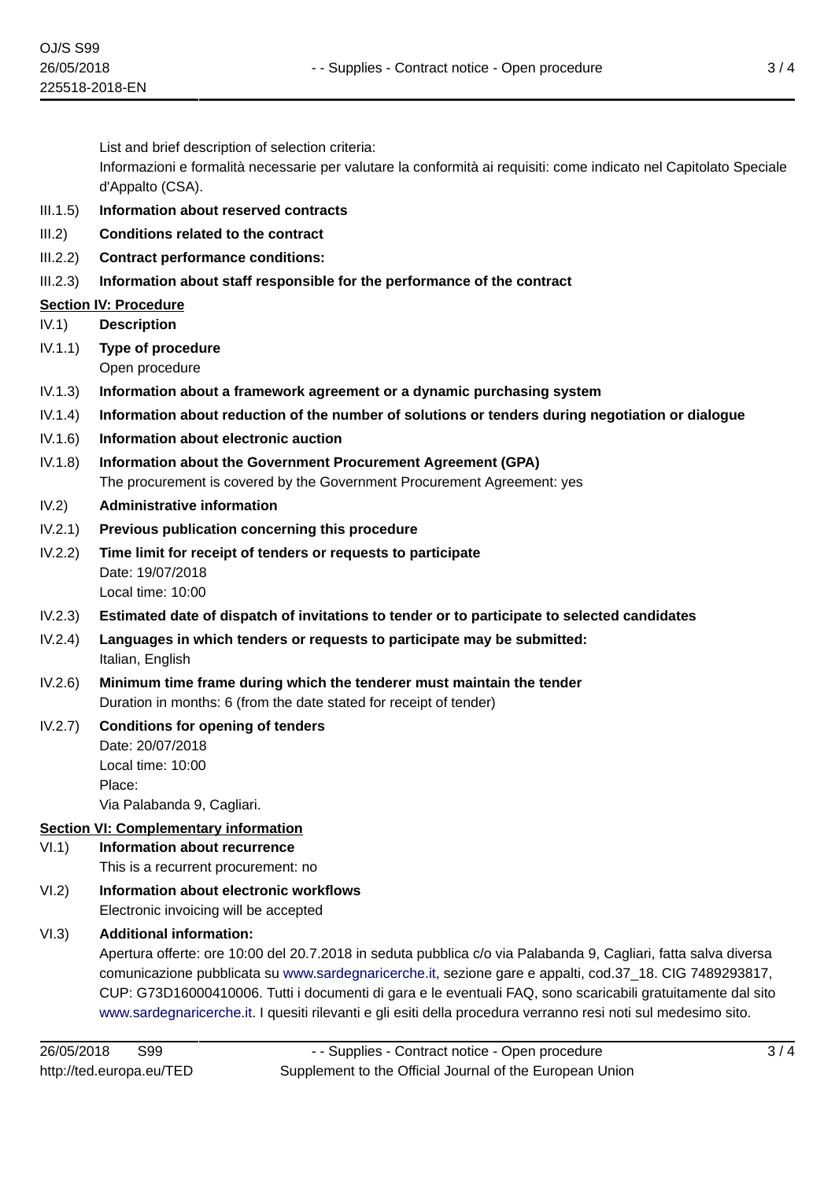List and brief description of selection criteria:
Informazioni e formalità necessarie per valutare la conformità ai requisiti: come indicato nel Capitolato Speciale d'Appalto (CSA).

III.1.5) **Information about reserved contracts**

III.2) **Conditions related to the contract**

III.2.2) **Contract performance conditions:**

III.2.3) **Information about staff responsible for the performance of the contract**

## Section IV: Procedure

IV.1) **Description**

IV.1.1) **Type of procedure**
Open procedure

IV.1.3) **Information about a framework agreement or a dynamic purchasing system**

IV.1.4) **Information about reduction of the number of solutions or tenders during negotiation or dialogue**

IV.1.6) **Information about electronic auction**

IV.1.8) **Information about the Government Procurement Agreement (GPA)**
The procurement is covered by the Government Procurement Agreement: yes

IV.2) **Administrative information**

IV.2.1) **Previous publication concerning this procedure**

IV.2.2) **Time limit for receipt of tenders or requests to participate**
Date: 19/07/2018
Local time: 10:00

IV.2.3) **Estimated date of dispatch of invitations to tender or to participate to selected candidates**

IV.2.4) **Languages in which tenders or requests to participate may be submitted:**
Italian, English

IV.2.6) **Minimum time frame during which the tenderer must maintain the tender**
Duration in months: 6 (from the date stated for receipt of tender)

IV.2.7) **Conditions for opening of tenders**
Date: 20/07/2018
Local time: 10:00
Place:
Via Palabanda 9, Cagliari.

## Section VI: Complementary information

VI.1) **Information about recurrence**
This is a recurrent procurement: no

VI.2) **Information about electronic workflows**
Electronic invoicing will be accepted

VI.3) **Additional information:**
Apertura offerte: ore 10:00 del 20.7.2018 in seduta pubblica c/o via Palabanda 9, Cagliari, fatta salva diversa comunicazione pubblicata su www.sardegnaricerche.it, sezione gare e appalti, cod.37_18. CIG 7489293817, CUP: G73D16000410006. Tutti i documenti di gara e le eventuali FAQ, sono scaricabili gratuitamente dal sito www.sardegnaricerche.it. I quesiti rilevanti e gli esiti della procedura verranno resi noti sul medesimo sito.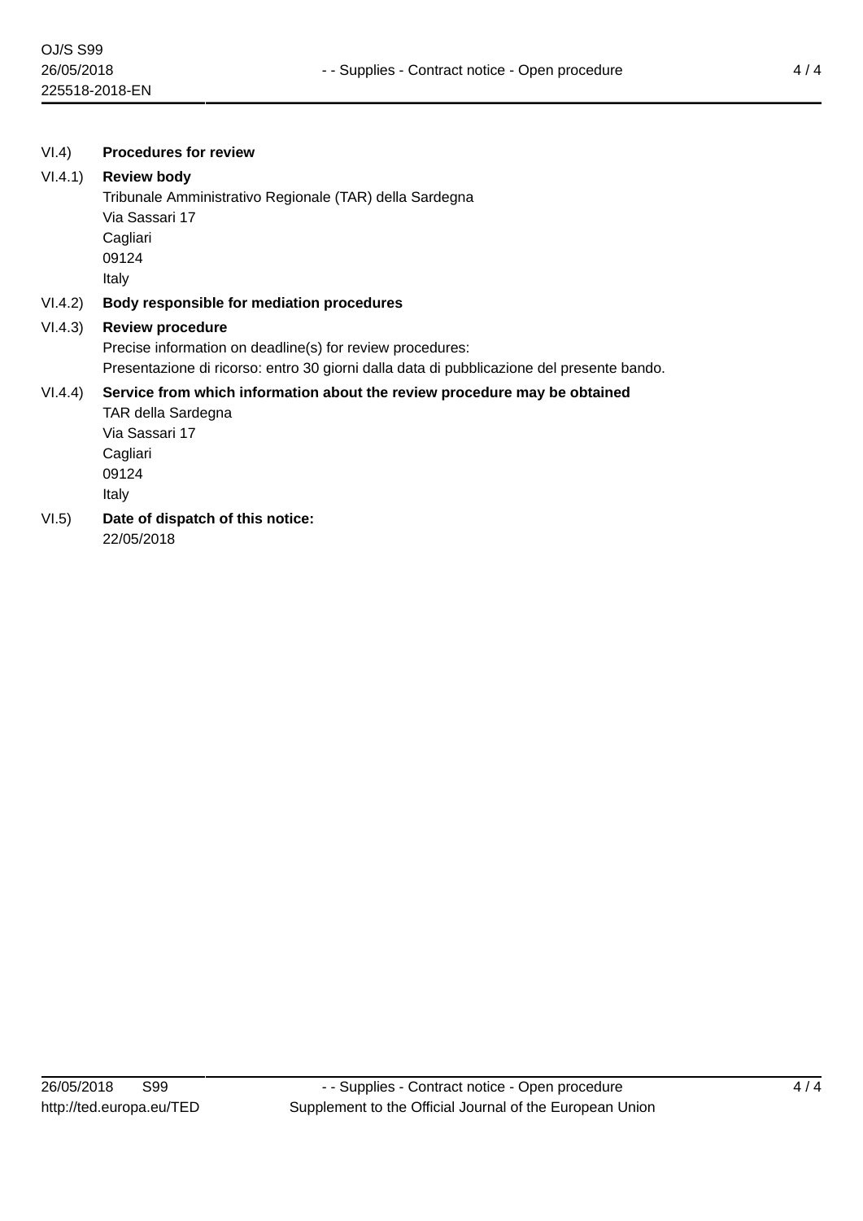VI.4) **Procedures for review**

VI.4.1) **Review body**

Tribunale Amministrativo Regionale (TAR) della Sardegna
Via Sassari 17
Cagliari
09124
Italy

VI.4.2) **Body responsible for mediation procedures**

VI.4.3) **Review procedure**

Precise information on deadline(s) for review procedures:
Presentazione di ricorso: entro 30 giorni dalla data di pubblicazione del presente bando.

VI.4.4) **Service from which information about the review procedure may be obtained**

TAR della Sardegna
Via Sassari 17
Cagliari
09124
Italy

VI.5) **Date of dispatch of this notice:**

22/05/2018